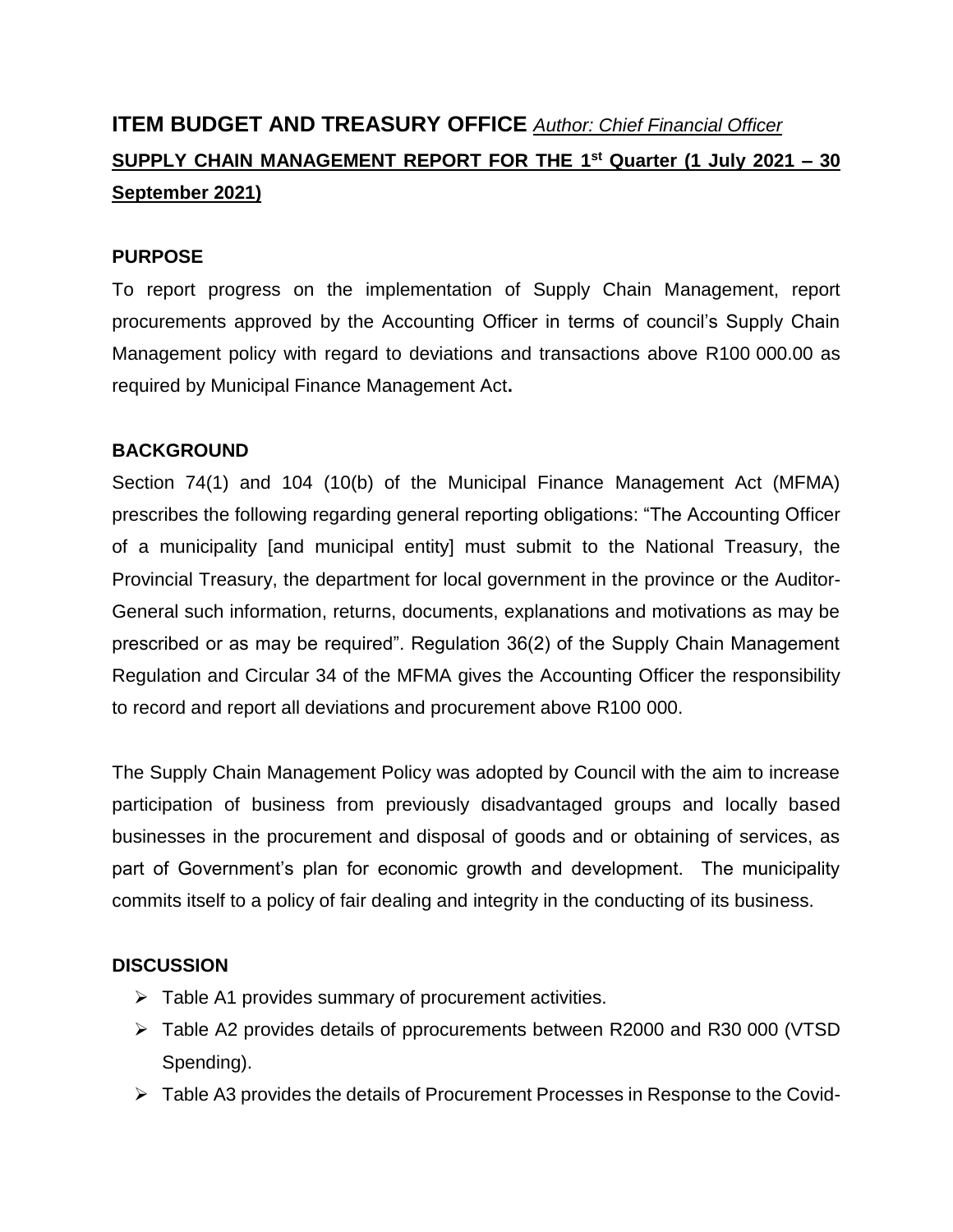## ITEM BUDGET AND TREASURY OFFICE *Author: Chief Financial Officer*

**SUPPLY CHAIN MANAGEMENT REPORT FOR THE 1st Quarter (1 July 2021 – 30 September 2021)**

### PURPOSE

To report progress on the implementation of Supply Chain Management, report procurements approved by the Accounting Officer in terms of council's Supply Chain Management policy with regard to deviations and transactions above R100 000.00 as required by Municipal Finance Management Act**.**

### BACKGROUND

Section 74(1) and 104 (10(b) of the Municipal Finance Management Act (MFMA) prescribes the following regarding general reporting obligations: "The Accounting Officer of a municipality [and municipal entity] must submit to the National Treasury, the Provincial Treasury, the department for local government in the province or the Auditor-General such information, returns, documents, explanations and motivations as may be prescribed or as may be required". Regulation 36(2) of the Supply Chain Management Regulation and Circular 34 of the MFMA gives the Accounting Officer the responsibility to record and report all deviations and procurement above R100 000.

The Supply Chain Management Policy was adopted by Council with the aim to increase participation of business from previously disadvantaged groups and locally based businesses in the procurement and disposal of goods and or obtaining of services, as part of Government's plan for economic growth and development. The municipality commits itself to a policy of fair dealing and integrity in the conducting of its business.

### DISCUSSION

- Table A1 provides summary of procurement activities.
- Table A2 provides details of pprocurements between R2000 and R30 000 (VTSD Spending).
- Table A3 provides the details of Procurement Processes in Response to the Covid-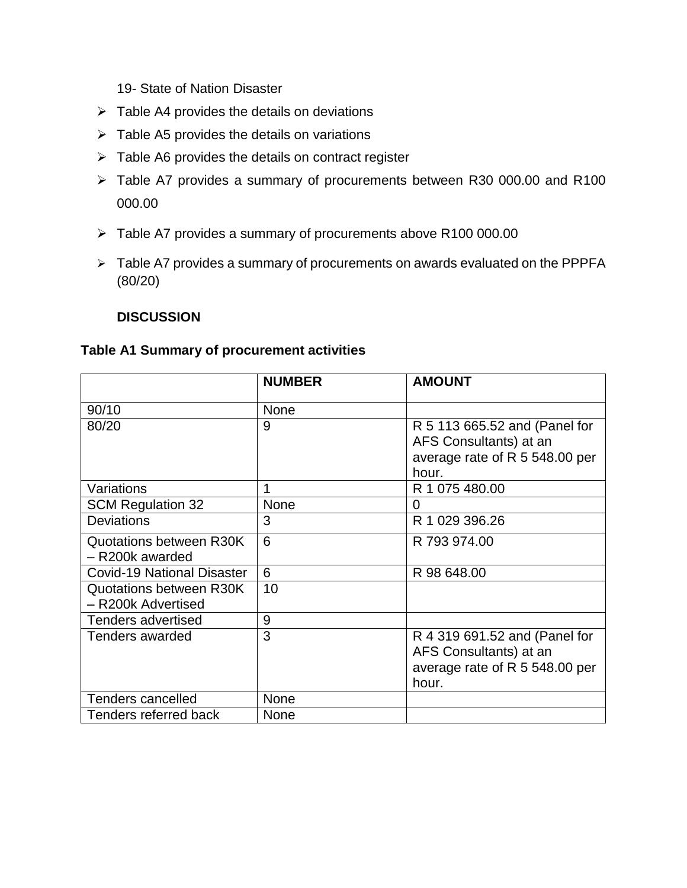19- State of Nation Disaster

- Table A4 provides the details on deviations
- Table A5 provides the details on variations
- Table A6 provides the details on contract register
- Table A7 provides a summary of procurements between R30 000.00 and R100 000.00
- Table A7 provides a summary of procurements above R100 000.00
- Table A7 provides a summary of procurements on awards evaluated on the PPPFA (80/20)

**DISCUSSION**

**Table A1 Summary of procurement activities**

| | NUMBER | AMOUNT |
|---|---|---|
| 90/10 | None | |
| 80/20 | 9 | R 5 113 665.52 and (Panel for AFS Consultants) at an average rate of R 5 548.00 per hour. |
| Variations | 1 | R 1 075 480.00 |
| SCM Regulation 32 | None | 0 |
| Deviations | 3 | R 1 029 396.26 |
| Quotations between R30K – R200k awarded | 6 | R 793 974.00 |
| Covid-19 National Disaster | 6 | R 98 648.00 |
| Quotations between R30K – R200k Advertised | 10 | |
| Tenders advertised | 9 | |
| Tenders awarded | 3 | R 4 319 691.52 and (Panel for AFS Consultants) at an average rate of R 5 548.00 per hour. |
| Tenders cancelled | None | |
| Tenders referred back | None | |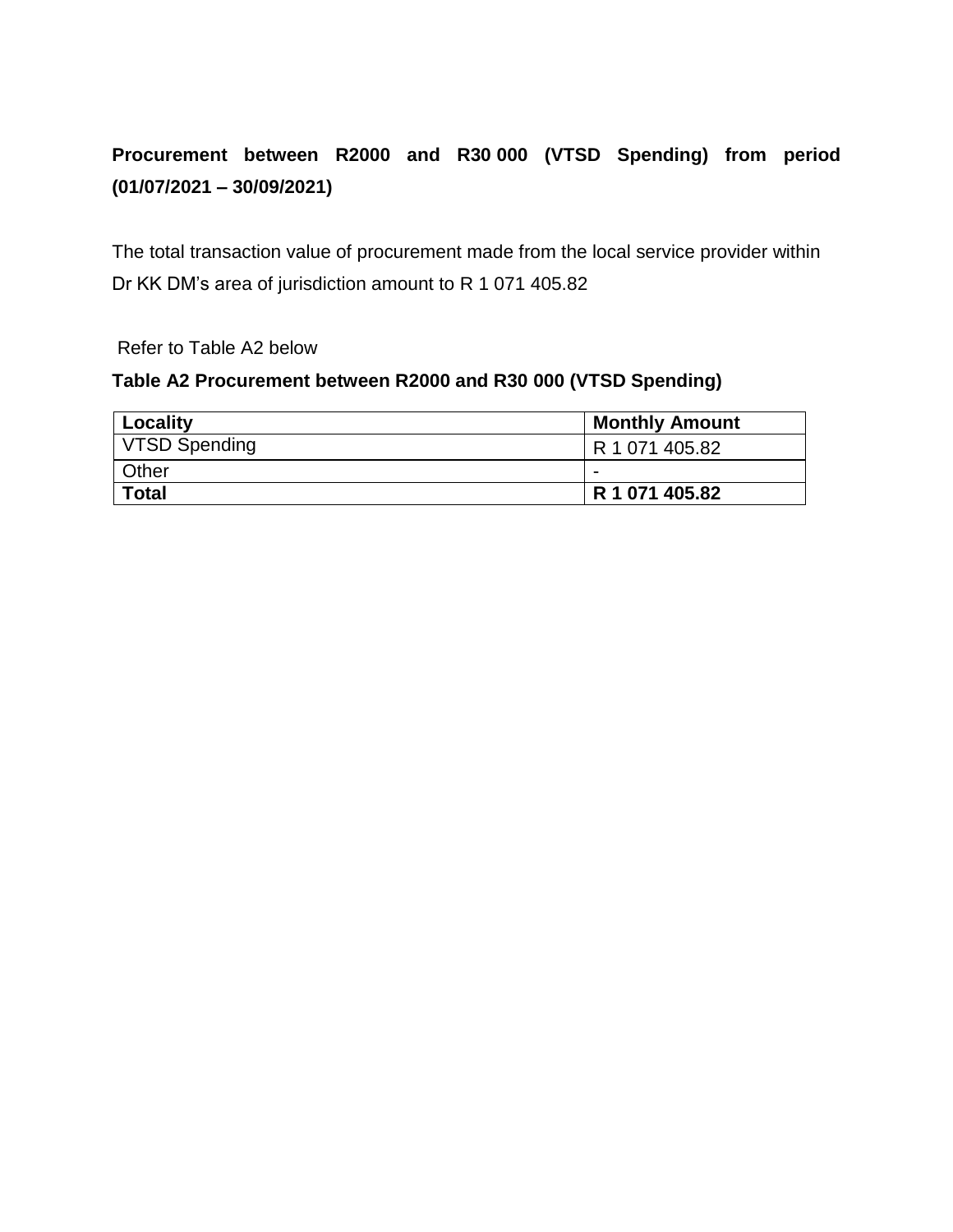**Procurement between R2000 and R30 000 (VTSD Spending) from period (01/07/2021 – 30/09/2021)**

The total transaction value of procurement made from the local service provider within Dr KK DM's area of jurisdiction amount to R 1 071 405.82

Refer to Table A2 below

**Table A2 Procurement between R2000 and R30 000 (VTSD Spending)**

| Locality | Monthly Amount |
| --- | --- |
| VTSD Spending | R 1 071 405.82 |
| Other | - |
| **Total** | **R 1 071 405.82** |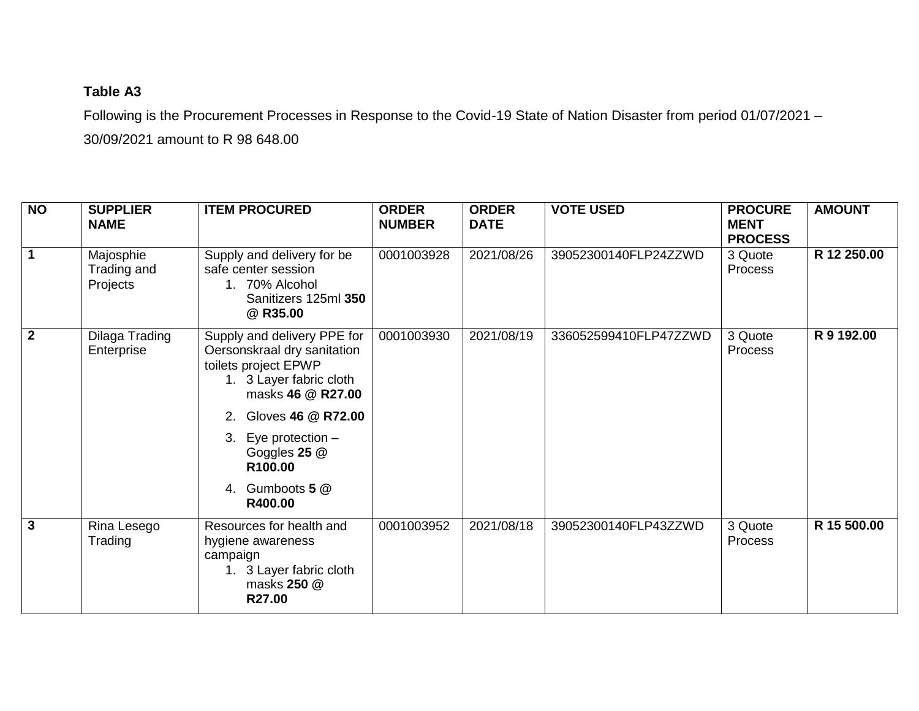**Table A3**

Following is the Procurement Processes in Response to the Covid-19 State of Nation Disaster from period 01/07/2021 – 30/09/2021 amount to R 98 648.00

| NO | SUPPLIER NAME | ITEM PROCURED | ORDER NUMBER | ORDER DATE | VOTE USED | PROCUREMENT PROCESS | AMOUNT |
|---|---|---|---|---|---|---|---|
| **1** | Majosphie Trading and Projects | Supply and delivery for be safe center session<br>1. 70% Alcohol Sanitizers 125ml **350 @ R35.00** | 0001003928 | 2021/08/26 | 39052300140FLP24ZZWD | 3 Quote Process | **R 12 250.00** |
| **2** | Dilaga Trading Enterprise | Supply and delivery PPE for Oersonskraal dry sanitation toilets project EPWP<br>1. 3 Layer fabric cloth masks **46 @ R27.00**<br>2. Gloves **46 @ R72.00**<br>3. Eye protection – Goggles **25 @ R100.00**<br>4. Gumboots **5 @ R400.00** | 0001003930 | 2021/08/19 | 336052599410FLP47ZZWD | 3 Quote Process | **R 9 192.00** |
| **3** | Rina Lesego Trading | Resources for health and hygiene awareness campaign<br>1. 3 Layer fabric cloth masks **250 @ R27.00** | 0001003952 | 2021/08/18 | 39052300140FLP43ZZWD | 3 Quote Process | **R 15 500.00** |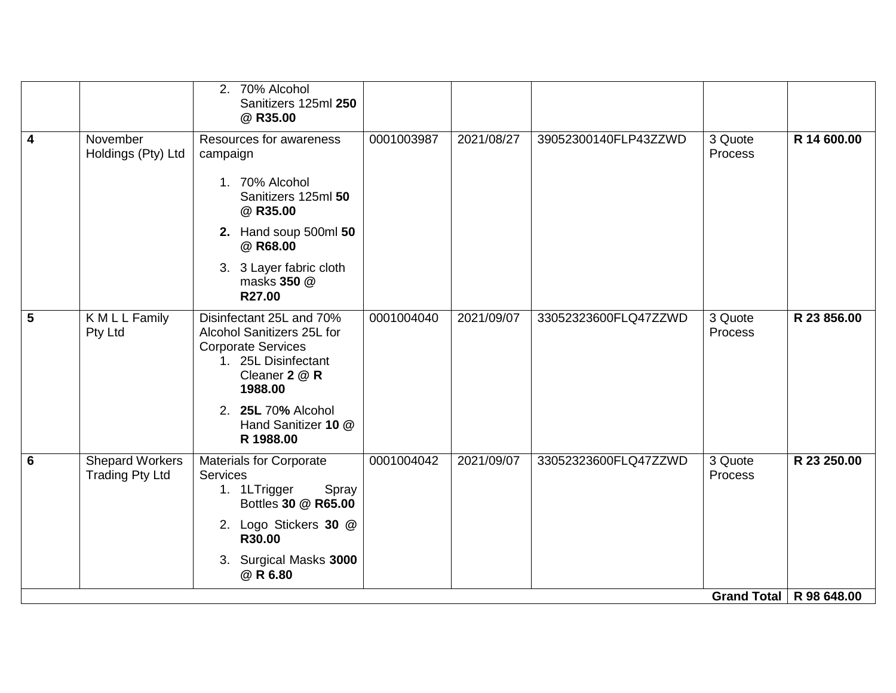| | | | | | | | |
|---|---|---|---|---|---|---|---|
| | | 2. 70% Alcohol Sanitizers 125ml **250** @ **R35.00** | | | | | |
| **4** | November Holdings (Pty) Ltd | Resources for awareness campaign<br><br>1. 70% Alcohol Sanitizers 125ml **50** @ **R35.00**<br>**2.** Hand soup 500ml **50** @ **R68.00**<br>3. 3 Layer fabric cloth masks **350** @ **R27.00** | 0001003987 | 2021/08/27 | 39052300140FLP43ZZWD | 3 Quote Process | **R 14 600.00** |
| **5** | K M L L Family Pty Ltd | Disinfectant 25L and 70% Alcohol Sanitizers 25L for Corporate Services<br>1. 25L Disinfectant Cleaner **2** @ **R 1988.00**<br>2. **25L** 70**%** Alcohol Hand Sanitizer **10** @ **R 1988.00** | 0001004040 | 2021/09/07 | 33052323600FLQ47ZZWD | 3 Quote Process | **R 23 856.00** |
| **6** | Shepard Workers Trading Pty Ltd | Materials for Corporate Services<br>1. 1LTrigger Spray Bottles **30** @ **R65.00**<br>2. Logo Stickers **30** @ **R30.00**<br>3. Surgical Masks **3000** @ **R 6.80** | 0001004042 | 2021/09/07 | 33052323600FLQ47ZZWD | 3 Quote Process | **R 23 250.00** |
| | | | | | | **Grand Total** | **R 98 648.00** |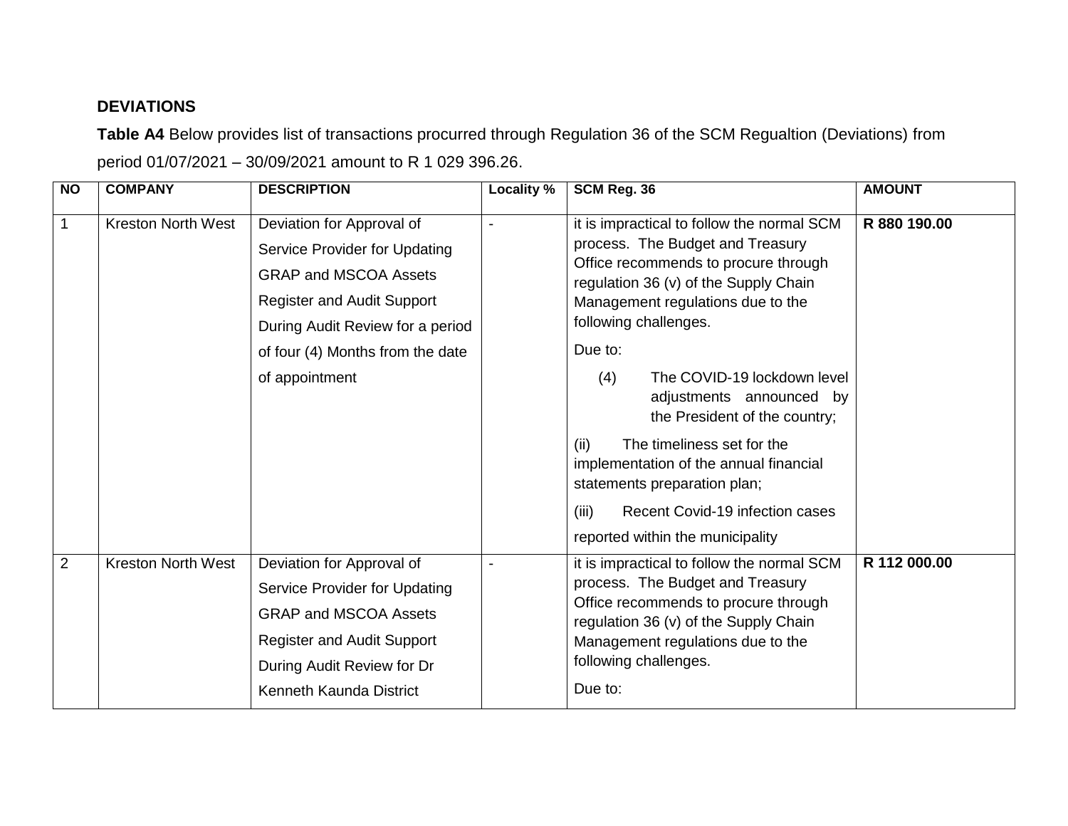**DEVIATIONS**

**Table A4** Below provides list of transactions procured through Regulation 36 of the SCM Regualtion (Deviations) from period 01/07/2021 – 30/09/2021 amount to R 1 029 396.26.

| NO | COMPANY | DESCRIPTION | Locality % | SCM Reg. 36 | AMOUNT |
|---|---|---|---|---|---|
| 1 | Kreston North West | Deviation for Approval of Service Provider for Updating GRAP and MSCOA Assets Register and Audit Support During Audit Review for a period of four (4) Months from the date of appointment | - | it is impractical to follow the normal SCM process. The Budget and Treasury Office recommends to procure through regulation 36 (v) of the Supply Chain Management regulations due to the following challenges. Due to: (4) The COVID-19 lockdown level adjustments announced by the President of the country; (ii) The timeliness set for the implementation of the annual financial statements preparation plan; (iii) Recent Covid-19 infection cases reported within the municipality | **R 880 190.00** |
| 2 | Kreston North West | Deviation for Approval of Service Provider for Updating GRAP and MSCOA Assets Register and Audit Support During Audit Review for Dr Kenneth Kaunda District | - | it is impractical to follow the normal SCM process. The Budget and Treasury Office recommends to procure through regulation 36 (v) of the Supply Chain Management regulations due to the following challenges. Due to: | **R 112 000.00** |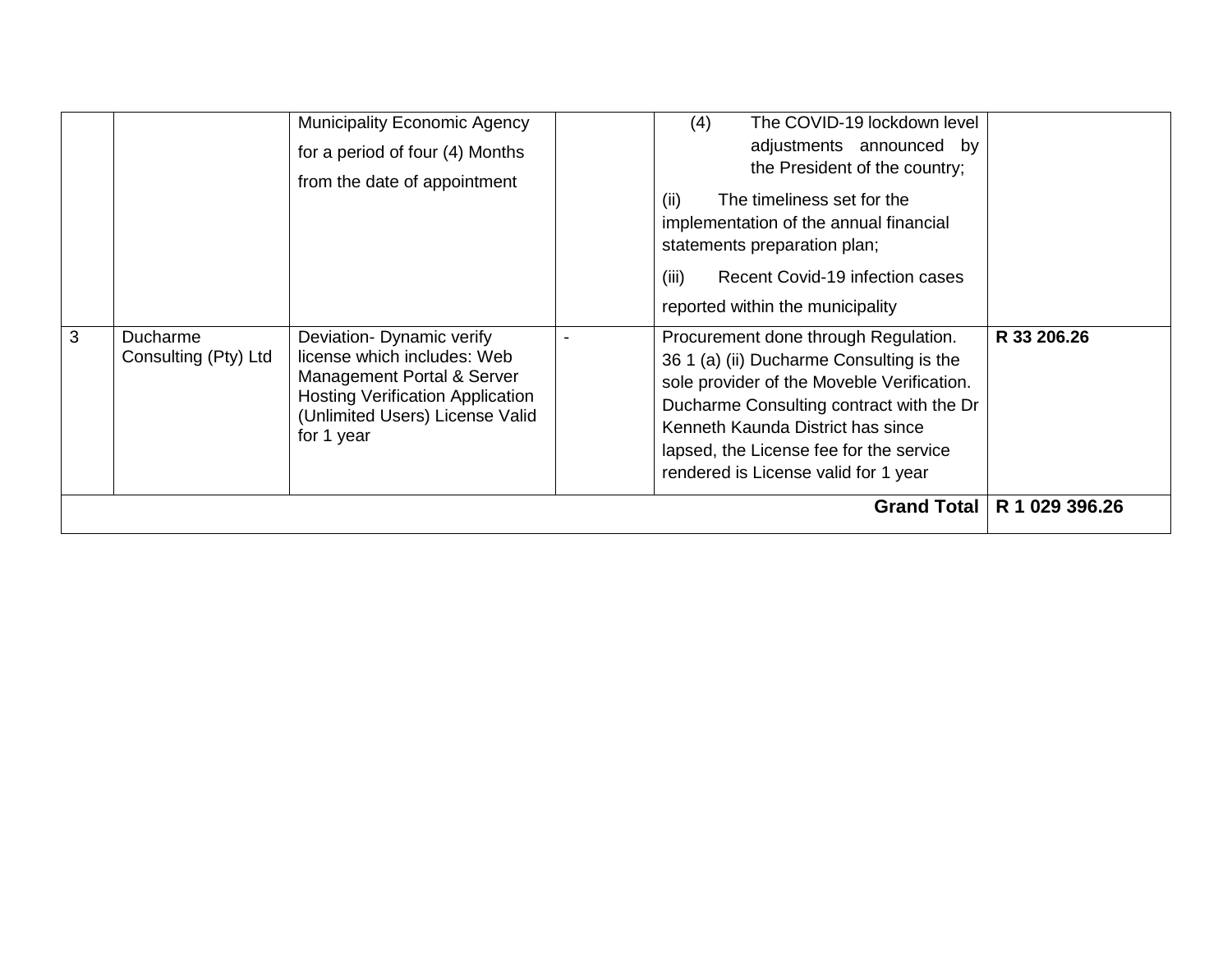| | | | | | |
|---|---|---|---|---|---|
| | | Municipality Economic Agency for a period of four (4) Months from the date of appointment | | (4) The COVID-19 lockdown level adjustments announced by the President of the country;<br>(ii) The timeliness set for the implementation of the annual financial statements preparation plan;<br>(iii) Recent Covid-19 infection cases reported within the municipality | |
| 3 | Ducharme Consulting (Pty) Ltd | Deviation- Dynamic verify license which includes: Web Management Portal & Server Hosting Verification Application (Unlimited Users) License Valid for 1 year | - | Procurement done through Regulation. 36 1 (a) (ii) Ducharme Consulting is the sole provider of the Moveble Verification. Ducharme Consulting contract with the Dr Kenneth Kaunda District has since lapsed, the License fee for the service rendered is License valid for 1 year | **R 33 206.26** |
| | | | | **Grand Total** | **R 1 029 396.26** |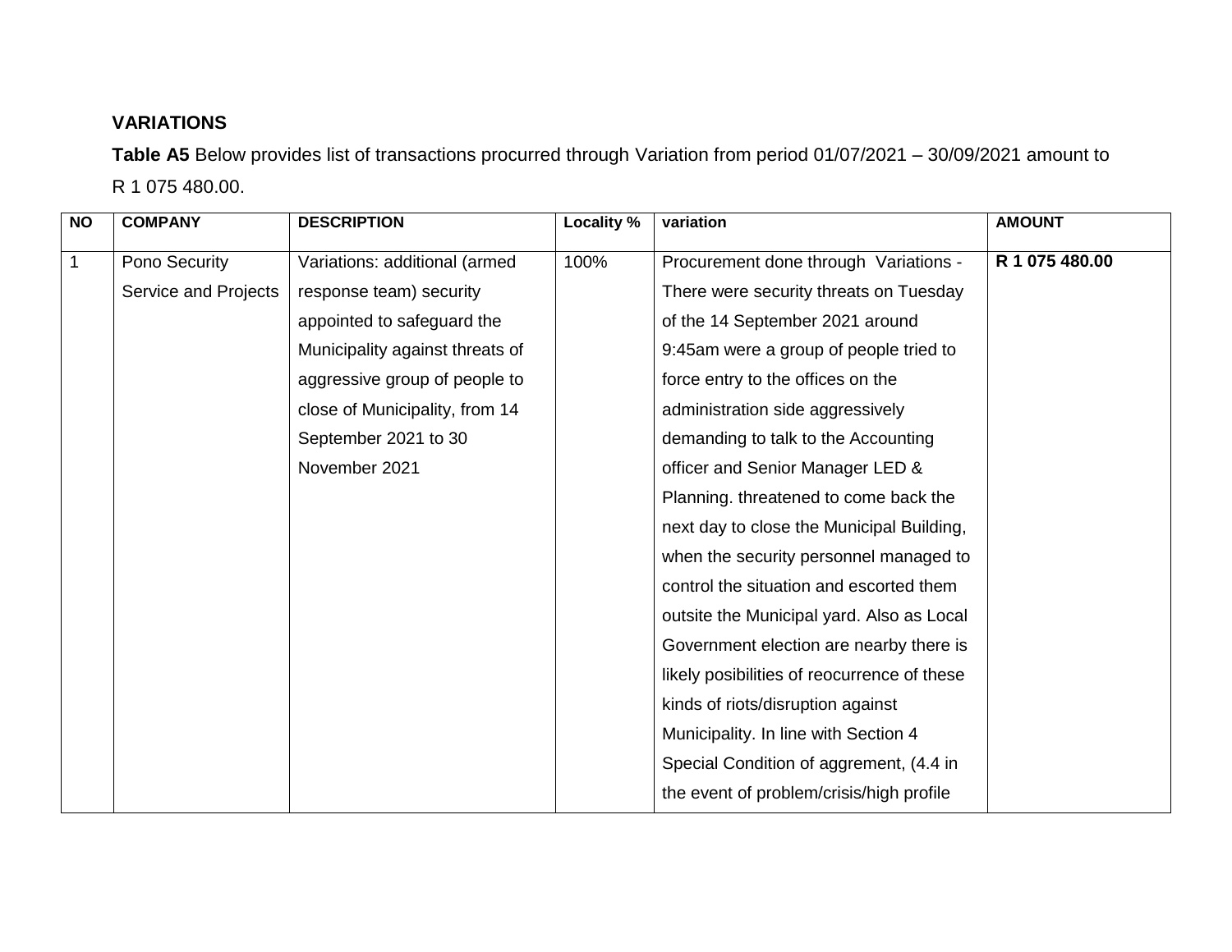**VARIATIONS**

**Table A5** Below provides list of transactions procurred through Variation from period 01/07/2021 – 30/09/2021 amount to R 1 075 480.00.

| NO | COMPANY | DESCRIPTION | Locality % | variation | AMOUNT |
|---|---|---|---|---|---|
| 1 | Pono Security Service and Projects | Variations: additional (armed response team) security appointed to safeguard the Municipality against threats of aggressive group of people to close of Municipality, from 14 September 2021 to 30 November 2021 | 100% | Procurement done through Variations - There were security threats on Tuesday of the 14 September 2021 around 9:45am were a group of people tried to force entry to the offices on the administration side aggressively demanding to talk to the Accounting officer and Senior Manager LED & Planning. threatened to come back the next day to close the Municipal Building, when the security personnel managed to control the situation and escorted them outsite the Municipal yard. Also as Local Government election are nearby there is likely posibilities of reocurrence of these kinds of riots/disruption against Municipality. In line with Section 4 Special Condition of aggrement, (4.4 in the event of problem/crisis/high profile | **R 1 075 480.00** |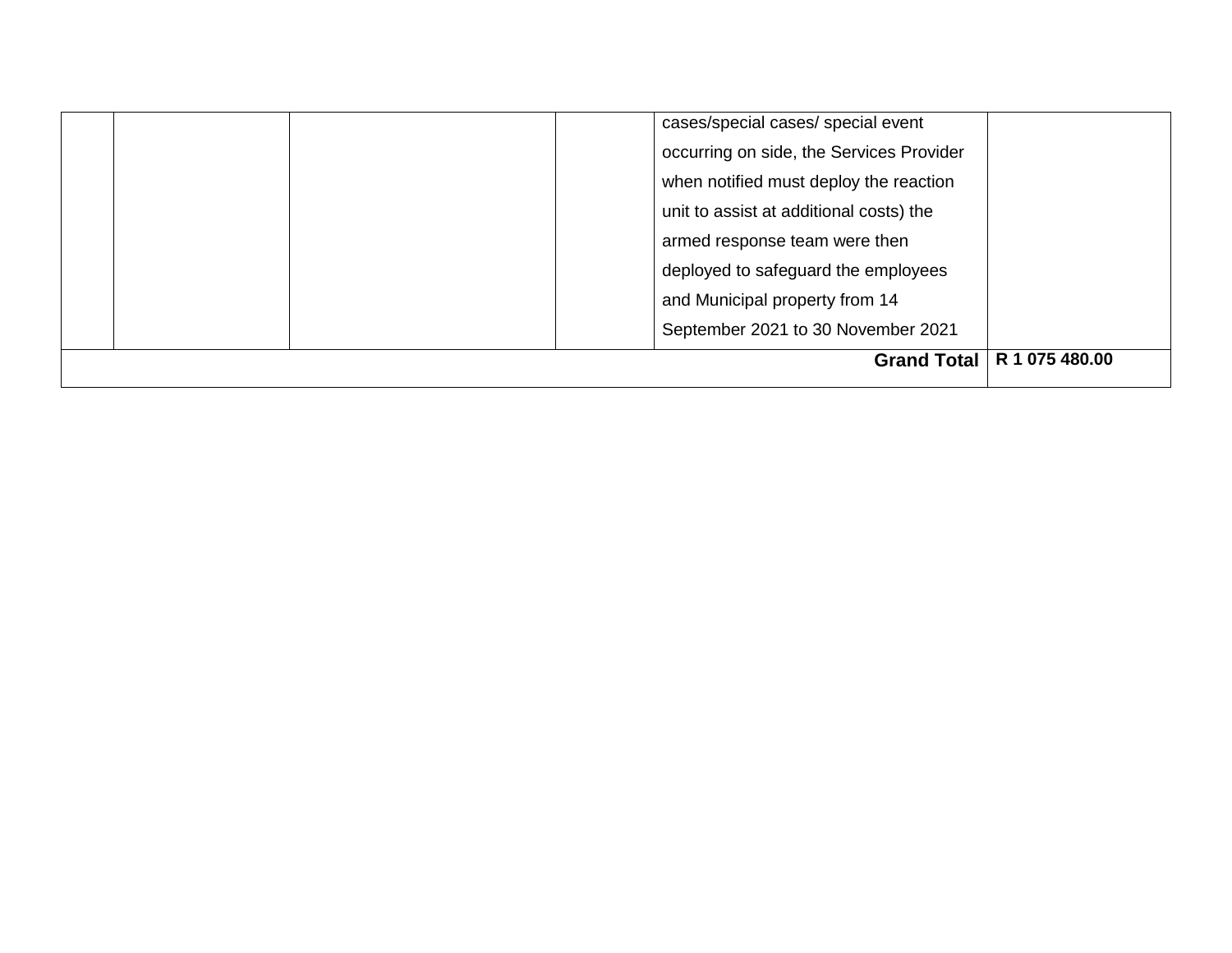| | | | | | |
|---|---|---|---|---|---|
| | | | | cases/special cases/ special event occurring on side, the Services Provider when notified must deploy the reaction unit to assist at additional costs) the armed response team were then deployed to safeguard the employees and Municipal property from 14 September 2021 to 30 November 2021 | |
| | | | | **Grand Total** | **R 1 075 480.00** |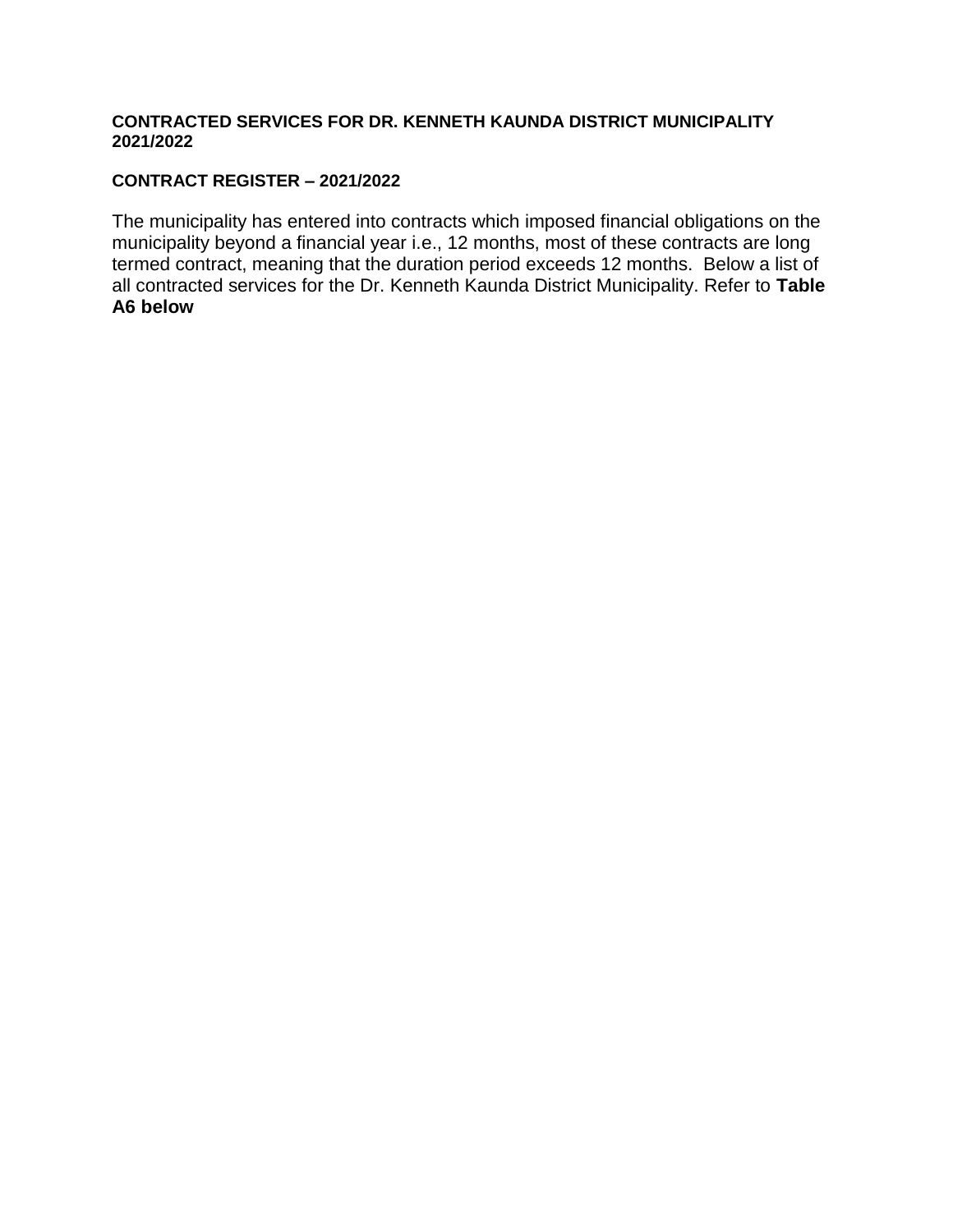**CONTRACTED SERVICES FOR DR. KENNETH KAUNDA DISTRICT MUNICIPALITY 2021/2022**

**CONTRACT REGISTER – 2021/2022**

The municipality has entered into contracts which imposed financial obligations on the municipality beyond a financial year i.e., 12 months, most of these contracts are long termed contract, meaning that the duration period exceeds 12 months. Below a list of all contracted services for the Dr. Kenneth Kaunda District Municipality. Refer to **Table A6 below**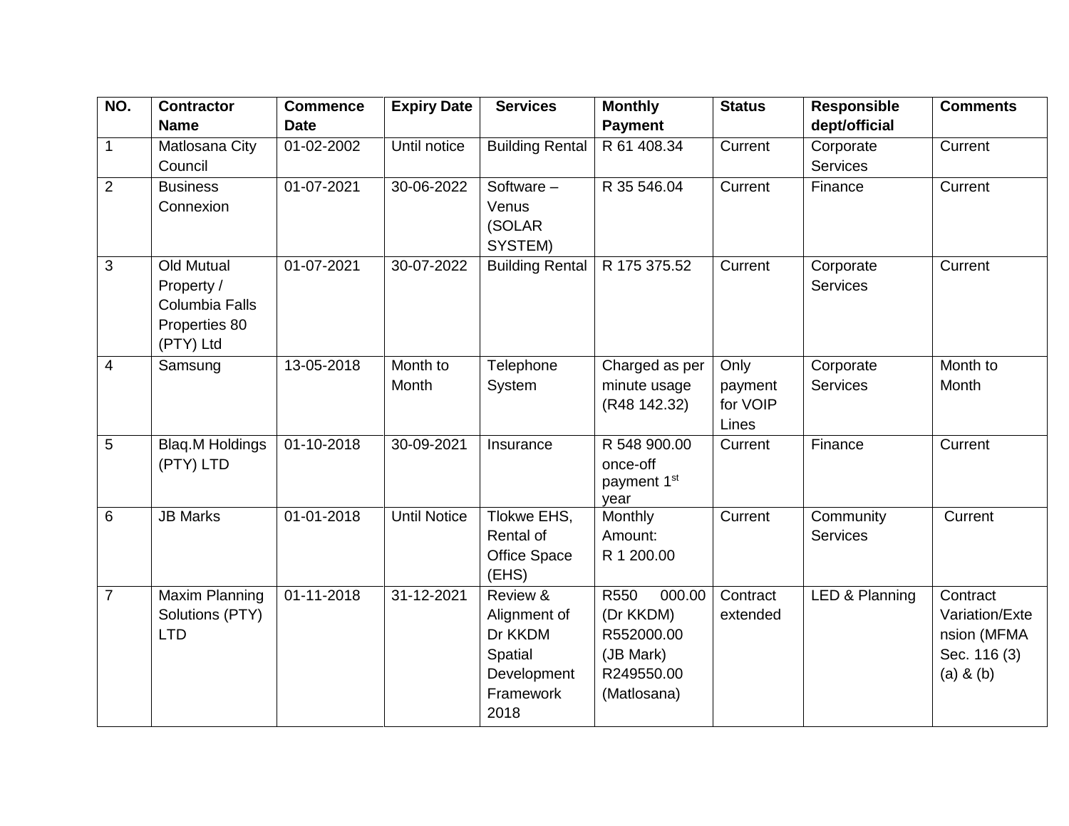| NO. | Contractor Name | Commence Date | Expiry Date | Services | Monthly Payment | Status | Responsible dept/official | Comments |
|---|---|---|---|---|---|---|---|---|
| 1 | Matlosana City Council | 01-02-2002 | Until notice | Building Rental | R 61 408.34 | Current | Corporate Services | Current |
| 2 | Business Connexion | 01-07-2021 | 30-06-2022 | Software – Venus (SOLAR SYSTEM) | R 35 546.04 | Current | Finance | Current |
| 3 | Old Mutual Property / Columbia Falls Properties 80 (PTY) Ltd | 01-07-2021 | 30-07-2022 | Building Rental | R 175 375.52 | Current | Corporate Services | Current |
| 4 | Samsung | 13-05-2018 | Month to Month | Telephone System | Charged as per minute usage (R48 142.32) | Only payment for VOIP Lines | Corporate Services | Month to Month |
| 5 | Blaq.M Holdings (PTY) LTD | 01-10-2018 | 30-09-2021 | Insurance | R 548 900.00 once-off payment 1st year | Current | Finance | Current |
| 6 | JB Marks | 01-01-2018 | Until Notice | Tlokwe EHS, Rental of Office Space (EHS) | Monthly Amount: R 1 200.00 | Current | Community Services | Current |
| 7 | Maxim Planning Solutions (PTY) LTD | 01-11-2018 | 31-12-2021 | Review & Alignment of Dr KKDM Spatial Development Framework 2018 | R550 000.00 (Dr KKDM) R552000.00 (JB Mark) R249550.00 (Matlosana) | Contract extended | LED & Planning | Contract Variation/Extension (MFMA Sec. 116 (3) (a) & (b) |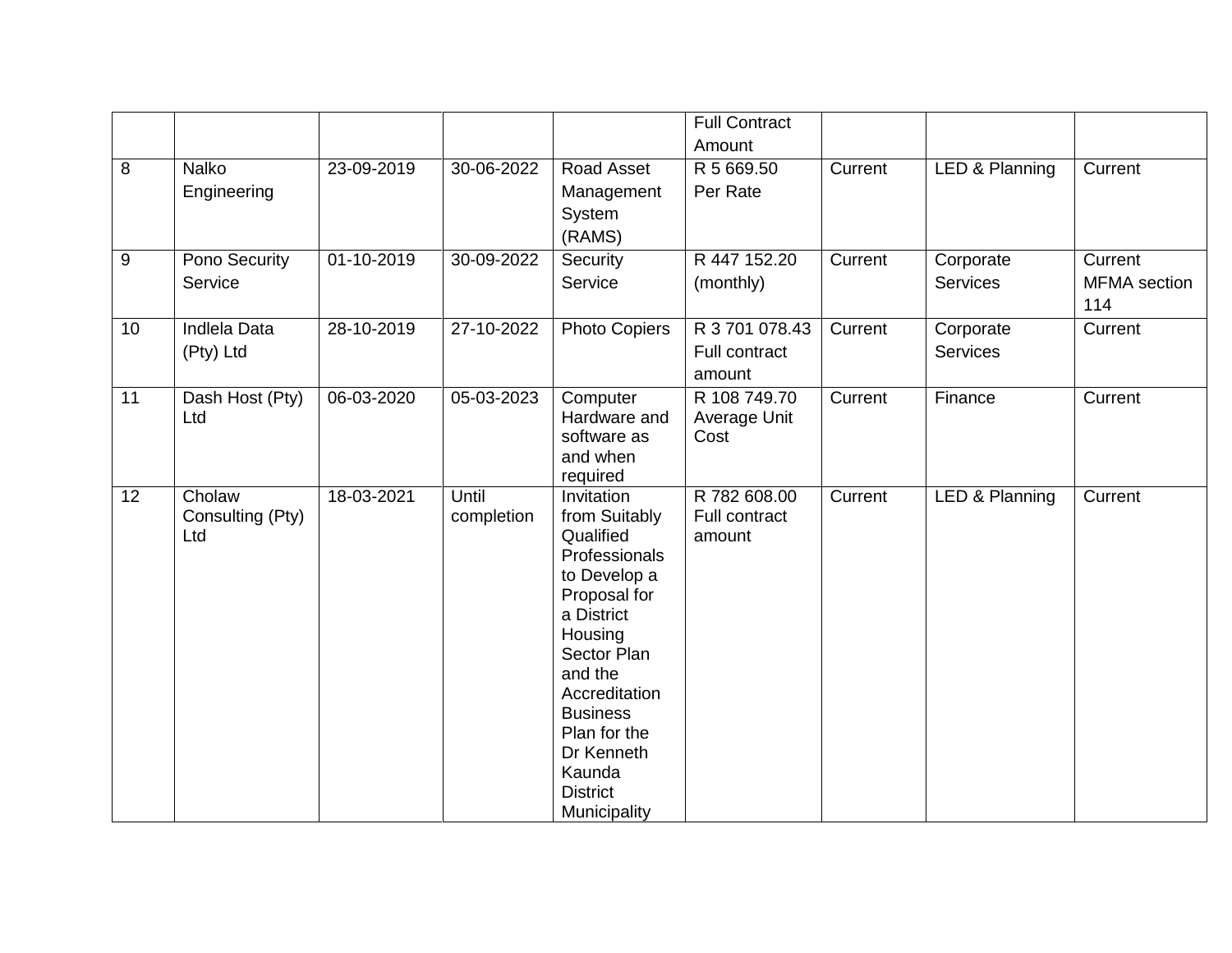| | | | | | Full Contract Amount | | | |
|---|---|---|---|---|---|---|---|---|
| 8 | Nalko Engineering | 23-09-2019 | 30-06-2022 | Road Asset Management System (RAMS) | R 5 669.50 Per Rate | Current | LED & Planning | Current |
| 9 | Pono Security Service | 01-10-2019 | 30-09-2022 | Security Service | R 447 152.20 (monthly) | Current | Corporate Services | Current MFMA section 114 |
| 10 | Indlela Data (Pty) Ltd | 28-10-2019 | 27-10-2022 | Photo Copiers | R 3 701 078.43 Full contract amount | Current | Corporate Services | Current |
| 11 | Dash Host (Pty) Ltd | 06-03-2020 | 05-03-2023 | Computer Hardware and software as and when required | R 108 749.70 Average Unit Cost | Current | Finance | Current |
| 12 | Cholaw Consulting (Pty) Ltd | 18-03-2021 | Until completion | Invitation from Suitably Qualified Professionals to Develop a Proposal for a District Housing Sector Plan and the Accreditation Business Plan for the Dr Kenneth Kaunda District Municipality | R 782 608.00 Full contract amount | Current | LED & Planning | Current |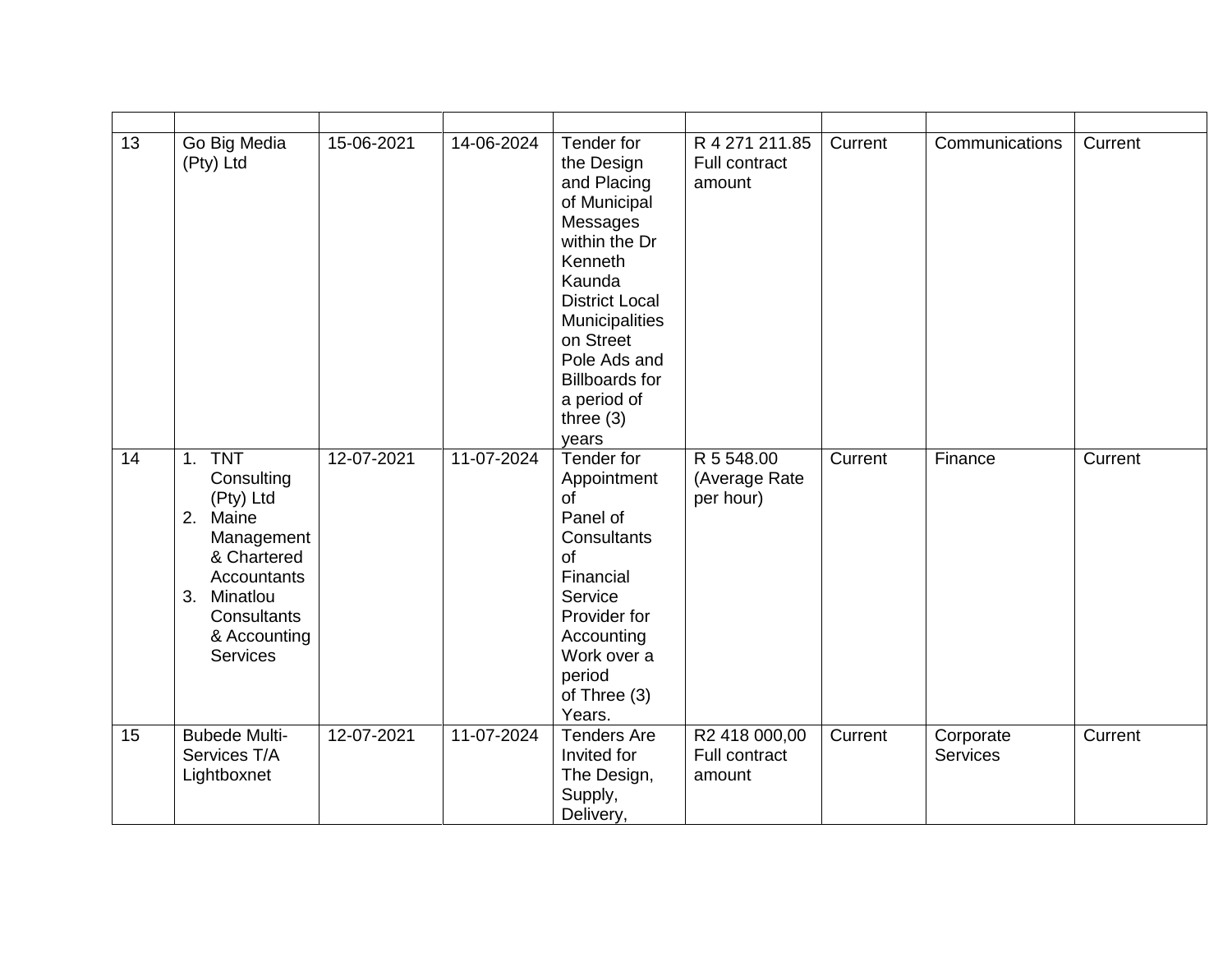| | | | | | | | | |
|---|---|---|---|---|---|---|---|---|
| 13 | Go Big Media (Pty) Ltd | 15-06-2021 | 14-06-2024 | Tender for the Design and Placing of Municipal Messages within the Dr Kenneth Kaunda District Local Municipalities on Street Pole Ads and Billboards for a period of three (3) years | R 4 271 211.85 Full contract amount | Current | Communications | Current |
| 14 | 1. TNT Consulting (Pty) Ltd<br>2. Maine Management & Chartered Accountants<br>3. Minatlou Consultants & Accounting Services | 12-07-2021 | 11-07-2024 | Tender for Appointment of Panel of Consultants of Financial Service Provider for Accounting Work over a period of Three (3) Years. | R 5 548.00 (Average Rate per hour) | Current | Finance | Current |
| 15 | Bubede Multi-Services T/A Lightboxnet | 12-07-2021 | 11-07-2024 | Tenders Are Invited for The Design, Supply, Delivery, | R2 418 000,00 Full contract amount | Current | Corporate Services | Current |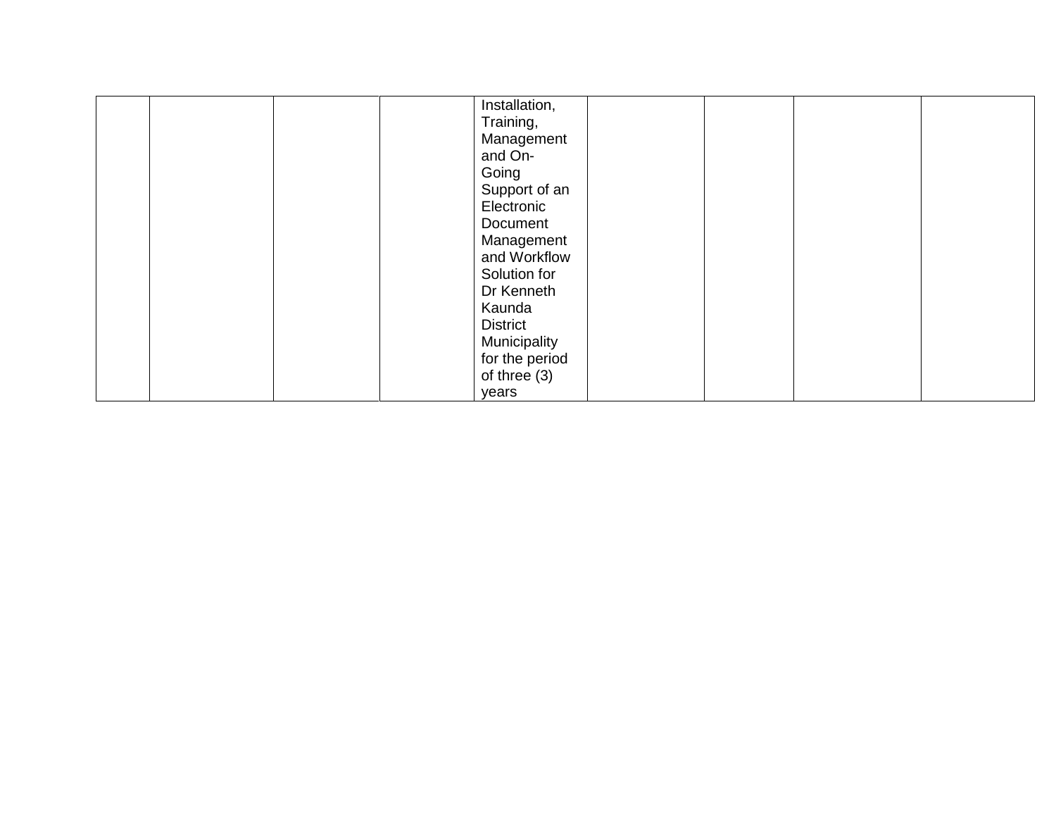| | | | | | | | | |
|---|---|---|---|---|---|---|---|---|
| | | | | Installation, Training, Management and On-Going Support of an Electronic Document Management and Workflow Solution for Dr Kenneth Kaunda District Municipality for the period of three (3) years | | | | |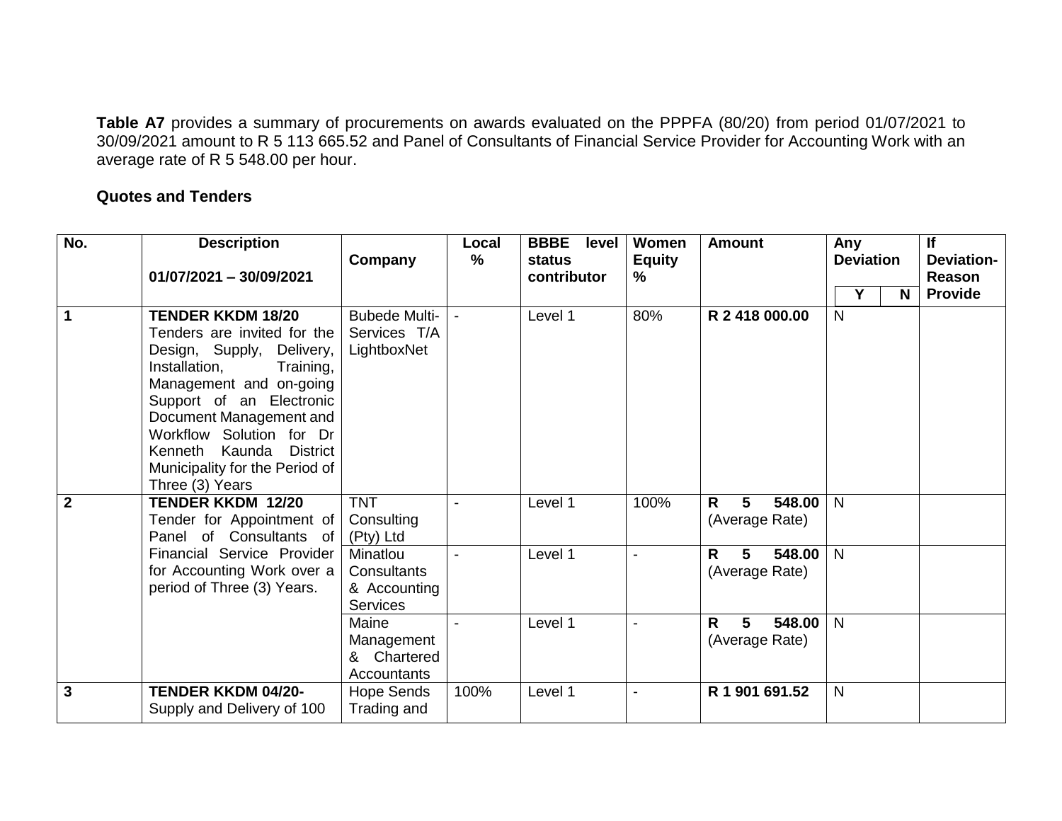**Table A7** provides a summary of procurements on awards evaluated on the PPPFA (80/20) from period 01/07/2021 to 30/09/2021 amount to R 5 113 665.52 and Panel of Consultants of Financial Service Provider for Accounting Work with an average rate of R 5 548.00 per hour.

**Quotes and Tenders**

| No. | Description<br>01/07/2021 – 30/09/2021 | Company | Local % | BBBE level status contributor | Women Equity % | Amount | Any Deviation | | If Deviation-Reason Provide |
|---|---|---|---|---|---|---|---|---|---|
| | | | | | | | Y | N | |
| 1 | **TENDER KKDM 18/20**<br>Tenders are invited for the Design, Supply, Delivery, Installation, Training, Management and on-going Support of an Electronic Document Management and Workflow Solution for Dr Kenneth Kaunda District Municipality for the Period of Three (3) Years | Bubede Multi-Services T/A LightboxNet | - | Level 1 | 80% | **R 2 418 000.00** | N | | |
| 2 | **TENDER KKDM 12/20**<br>Tender for Appointment of Panel of Consultants of Financial Service Provider for Accounting Work over a period of Three (3) Years. | TNT Consulting (Pty) Ltd | - | Level 1 | 100% | **R 5 548.00** (Average Rate) | N | | |
| | | Minatlou Consultants & Accounting Services | - | Level 1 | - | **R 5 548.00** (Average Rate) | N | | |
| | | Maine Management & Chartered Accountants | - | Level 1 | - | **R 5 548.00** (Average Rate) | N | | |
| 3 | **TENDER KKDM 04/20-**<br>Supply and Delivery of 100 | Hope Sends Trading and | 100% | Level 1 | - | **R 1 901 691.52** | N | | |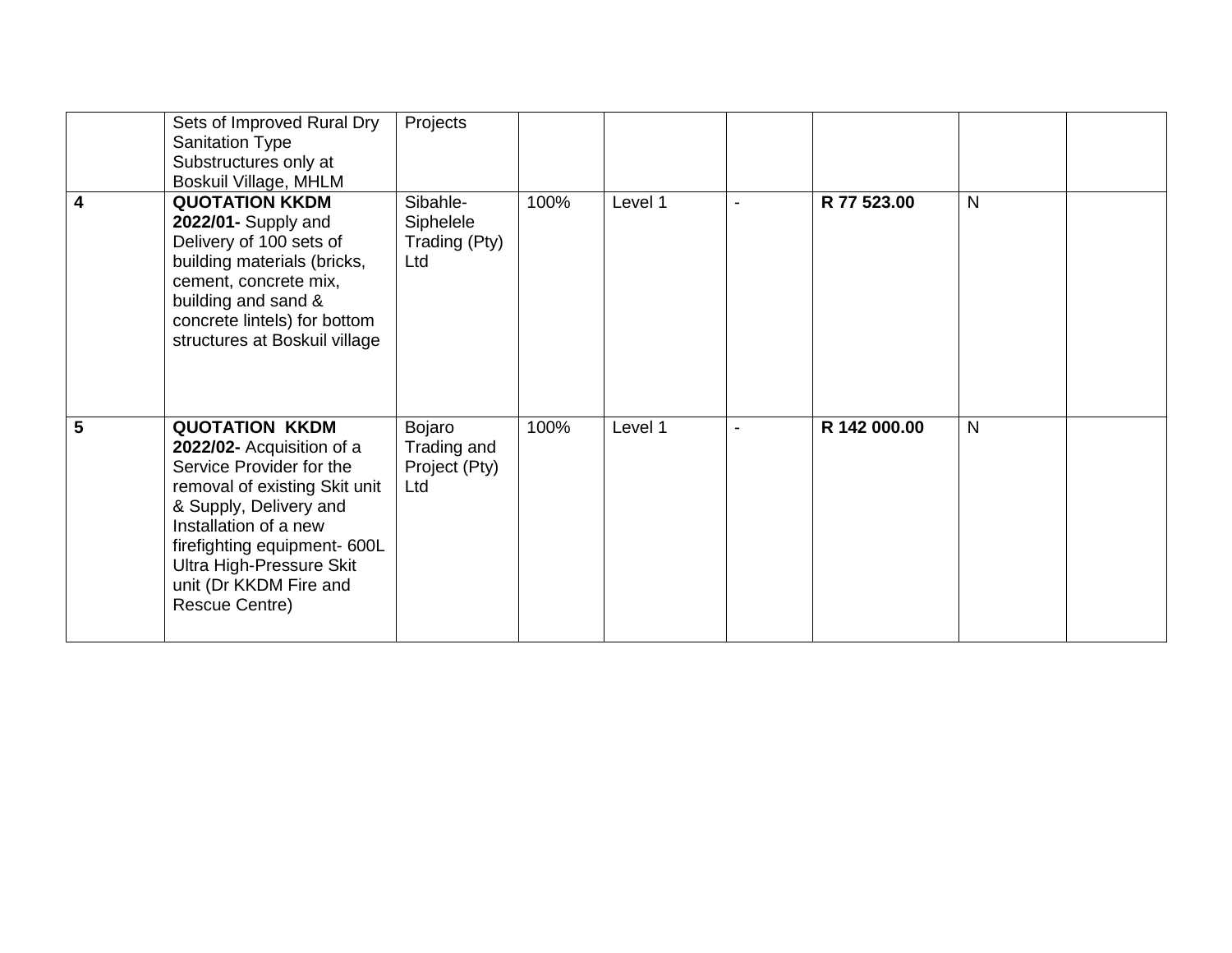| | | | | | | | | |
|---|---|---|---|---|---|---|---|---|
| | Sets of Improved Rural Dry Sanitation Type Substructures only at Boskuil Village, MHLM | Projects | | | | | | |
| **4** | **QUOTATION KKDM 2022/01-** Supply and Delivery of 100 sets of building materials (bricks, cement, concrete mix, building and sand & concrete lintels) for bottom structures at Boskuil village | Sibahle-Siphelele Trading (Pty) Ltd | 100% | Level 1 | - | **R 77 523.00** | N | |
| **5** | **QUOTATION KKDM 2022/02-** Acquisition of a Service Provider for the removal of existing Skit unit & Supply, Delivery and Installation of a new firefighting equipment- 600L Ultra High-Pressure Skit unit (Dr KKDM Fire and Rescue Centre) | Bojaro Trading and Project (Pty) Ltd | 100% | Level 1 | - | **R 142 000.00** | N | |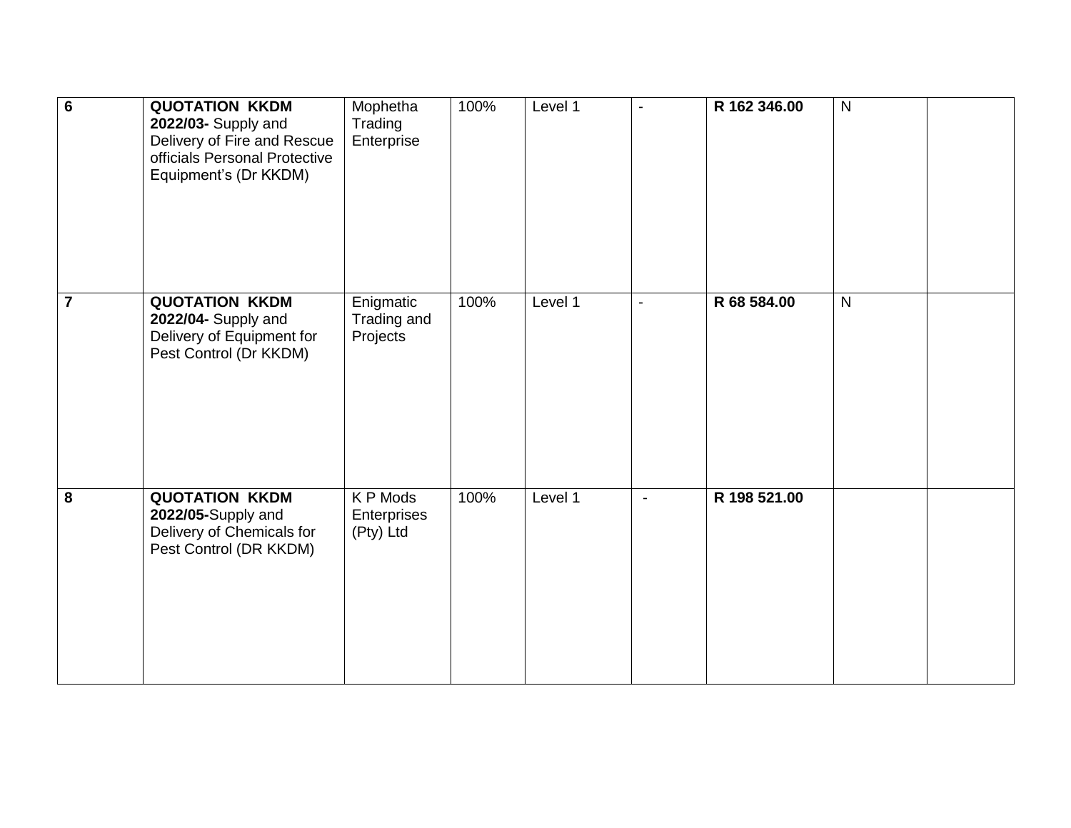| | | | | | | | | |
|---|---|---|---|---|---|---|---|---|
| **6** | **QUOTATION KKDM 2022/03-** Supply and Delivery of Fire and Rescue officials Personal Protective Equipment's (Dr KKDM) | Mophetha Trading Enterprise | 100% | Level 1 | - | **R 162 346.00** | N | |
| **7** | **QUOTATION KKDM 2022/04-** Supply and Delivery of Equipment for Pest Control (Dr KKDM) | Enigmatic Trading and Projects | 100% | Level 1 | - | **R 68 584.00** | N | |
| **8** | **QUOTATION KKDM 2022/05-**Supply and Delivery of Chemicals for Pest Control (DR KKDM) | K P Mods Enterprises (Pty) Ltd | 100% | Level 1 | - | **R 198 521.00** | | |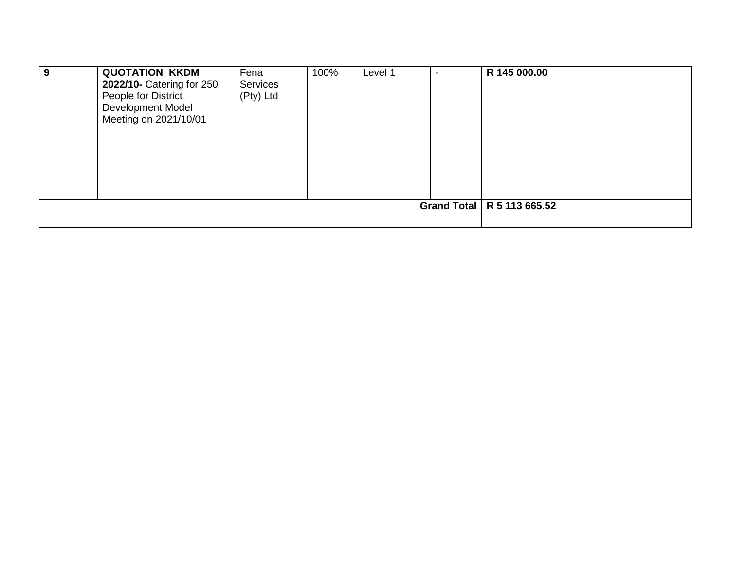| | | | | | | | | |
|---|---|---|---|---|---|---|---|---|
| **9** | **QUOTATION KKDM 2022/10-** Catering for 250 People for District Development Model Meeting on 2021/10/01 | Fena Services (Pty) Ltd | 100% | Level 1 | - | **R 145 000.00** | | |
| | | | | | **Grand Total** | **R 5 113 665.52** | | |